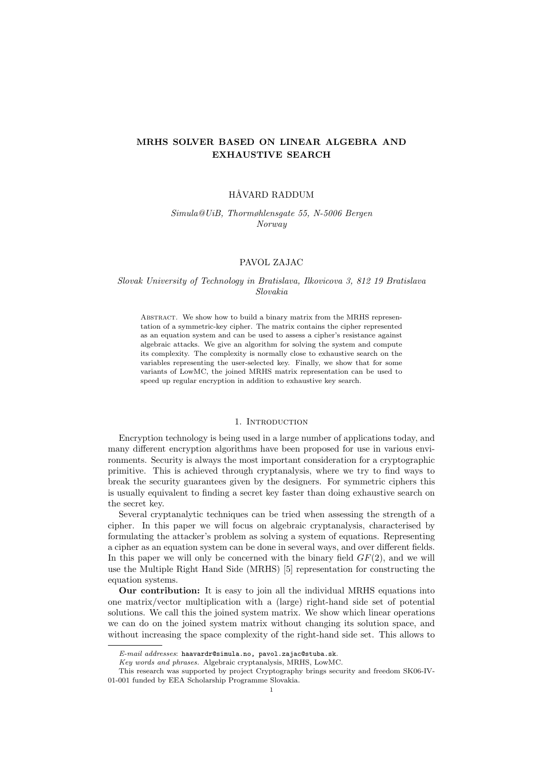# MRHS SOLVER BASED ON LINEAR ALGEBRA AND EXHAUSTIVE SEARCH

HÅVARD RADDUM

*Simula@UiB, Thormøhlensgate 55, N-5006 Bergen Norway*

PAVOL ZAJAC

*Slovak University of Technology in Bratislava, Ilkovicova 3, 812 19 Bratislava Slovakia*

Abstract. We show how to build a binary matrix from the MRHS representation of a symmetric-key cipher. The matrix contains the cipher represented as an equation system and can be used to assess a cipher's resistance against algebraic attacks. We give an algorithm for solving the system and compute its complexity. The complexity is normally close to exhaustive search on the variables representing the user-selected key. Finally, we show that for some variants of LowMC, the joined MRHS matrix representation can be used to speed up regular encryption in addition to exhaustive key search.

## 1. Introduction

Encryption technology is being used in a large number of applications today, and many different encryption algorithms have been proposed for use in various environments. Security is always the most important consideration for a cryptographic primitive. This is achieved through cryptanalysis, where we try to find ways to break the security guarantees given by the designers. For symmetric ciphers this is usually equivalent to finding a secret key faster than doing exhaustive search on the secret key.

Several cryptanalytic techniques can be tried when assessing the strength of a cipher. In this paper we will focus on algebraic cryptanalysis, characterised by formulating the attacker's problem as solving a system of equations. Representing a cipher as an equation system can be done in several ways, and over different fields. In this paper we will only be concerned with the binary field $GF(2)$, and we will use the Multiple Right Hand Side (MRHS) [5] representation for constructing the equation systems.

**Our contribution:** It is easy to join all the individual MRHS equations into one matrix/vector multiplication with a (large) right-hand side set of potential solutions. We call this the joined system matrix. We show which linear operations we can do on the joined system matrix without changing its solution space, and without increasing the space complexity of the right-hand side set. This allows to

---

*E-mail addresses*: haavardr@simula.no, pavol.zajac@stuba.sk.

*Key words and phrases.* Algebraic cryptanalysis, MRHS, LowMC.

This research was supported by project Cryptography brings security and freedom SK06-IV-01-001 funded by EEA Scholarship Programme Slovakia.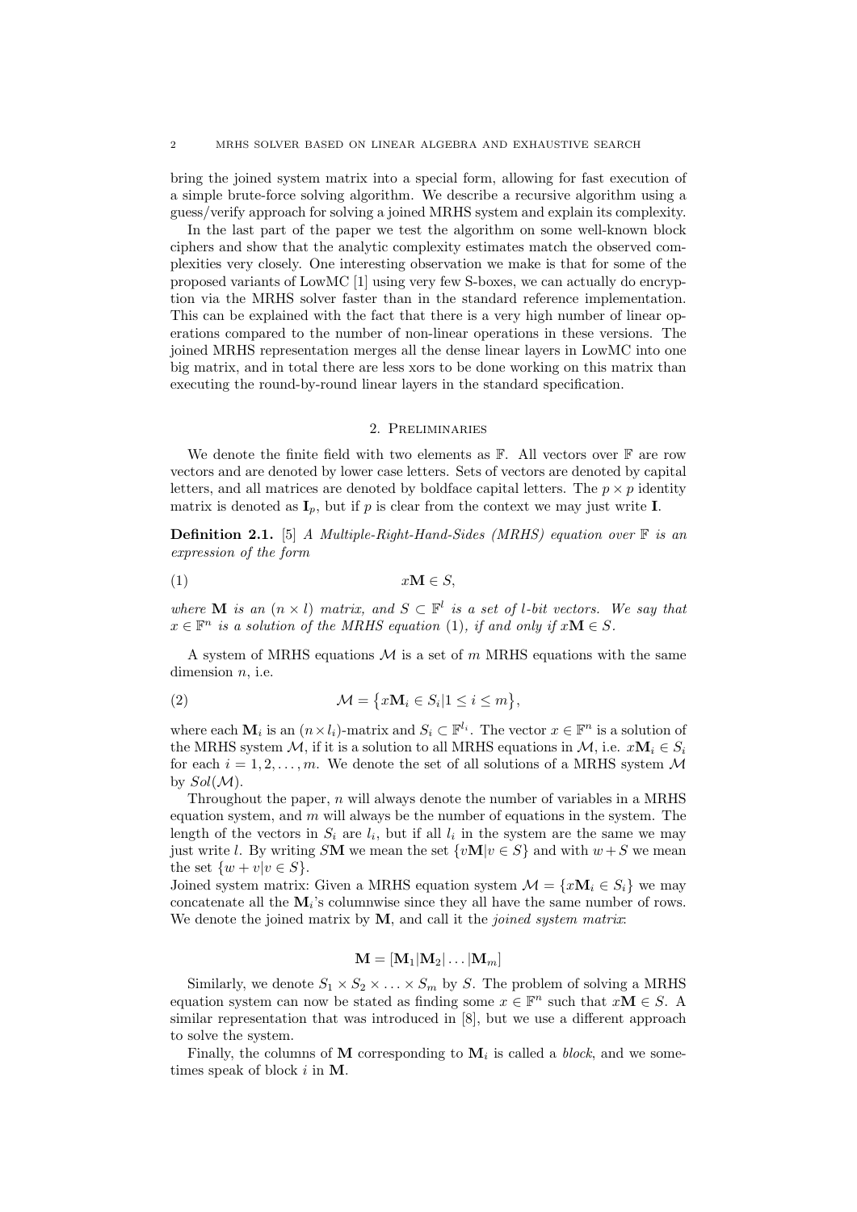bring the joined system matrix into a special form, allowing for fast execution of a simple brute-force solving algorithm. We describe a recursive algorithm using a guess/verify approach for solving a joined MRHS system and explain its complexity.

In the last part of the paper we test the algorithm on some well-known block ciphers and show that the analytic complexity estimates match the observed complexities very closely. One interesting observation we make is that for some of the proposed variants of LowMC [1] using very few S-boxes, we can actually do encryption via the MRHS solver faster than in the standard reference implementation. This can be explained with the fact that there is a very high number of linear operations compared to the number of non-linear operations in these versions. The joined MRHS representation merges all the dense linear layers in LowMC into one big matrix, and in total there are less xors to be done working on this matrix than executing the round-by-round linear layers in the standard specification.

## 2. Preliminaries

We denote the finite field with two elements as $\mathbb{F}$. All vectors over $\mathbb{F}$ are row vectors and are denoted by lower case letters. Sets of vectors are denoted by capital letters, and all matrices are denoted by boldface capital letters. The $p \times p$ identity matrix is denoted as $\mathbf{I}_p$, but if $p$ is clear from the context we may just write $\mathbf{I}$.

**Definition 2.1.** [5] *A Multiple-Right-Hand-Sides (MRHS) equation over* $\mathbb{F}$ *is an expression of the form*

$$x\mathbf{M} \in S, \tag{1}$$

*where* $\mathbf{M}$ *is an* $(n \times l)$ *matrix, and* $S \subset \mathbb{F}^l$ *is a set of* $l$*-bit vectors. We say that* $x \in \mathbb{F}^n$ *is a solution of the MRHS equation* (1)*, if and only if* $x\mathbf{M} \in S$*.*

A system of MRHS equations $\mathcal{M}$ is a set of $m$ MRHS equations with the same dimension $n$, i.e.

$$\mathcal{M} = \{x\mathbf{M}_i \in S_i | 1 \le i \le m\}, \tag{2}$$

where each $\mathbf{M}_i$ is an $(n \times l_i)$-matrix and $S_i \subset \mathbb{F}^{l_i}$. The vector $x \in \mathbb{F}^n$ is a solution of the MRHS system $\mathcal{M}$, if it is a solution to all MRHS equations in $\mathcal{M}$, i.e. $x\mathbf{M}_i \in S_i$ for each $i = 1, 2, \ldots, m$. We denote the set of all solutions of a MRHS system $\mathcal{M}$ by $Sol(\mathcal{M})$.

Throughout the paper, $n$ will always denote the number of variables in a MRHS equation system, and $m$ will always be the number of equations in the system. The length of the vectors in $S_i$ are $l_i$, but if all $l_i$ in the system are the same we may just write $l$. By writing $S\mathbf{M}$ we mean the set $\{v\mathbf{M} | v \in S\}$ and with $w + S$ we mean the set $\{w + v | v \in S\}$.

Joined system matrix: Given a MRHS equation system $\mathcal{M} = \{x\mathbf{M}_i \in S_i\}$ we may concatenate all the $\mathbf{M}_i$'s columnwise since they all have the same number of rows. We denote the joined matrix by $\mathbf{M}$, and call it the *joined system matrix*:

$$\mathbf{M} = [\mathbf{M}_1 | \mathbf{M}_2 | \ldots | \mathbf{M}_m]$$

Similarly, we denote $S_1 \times S_2 \times \ldots \times S_m$ by $S$. The problem of solving a MRHS equation system can now be stated as finding some $x \in \mathbb{F}^n$ such that $x\mathbf{M} \in S$. A similar representation that was introduced in [8], but we use a different approach to solve the system.

Finally, the columns of $\mathbf{M}$ corresponding to $\mathbf{M}_i$ is called a *block*, and we sometimes speak of block $i$ in $\mathbf{M}$.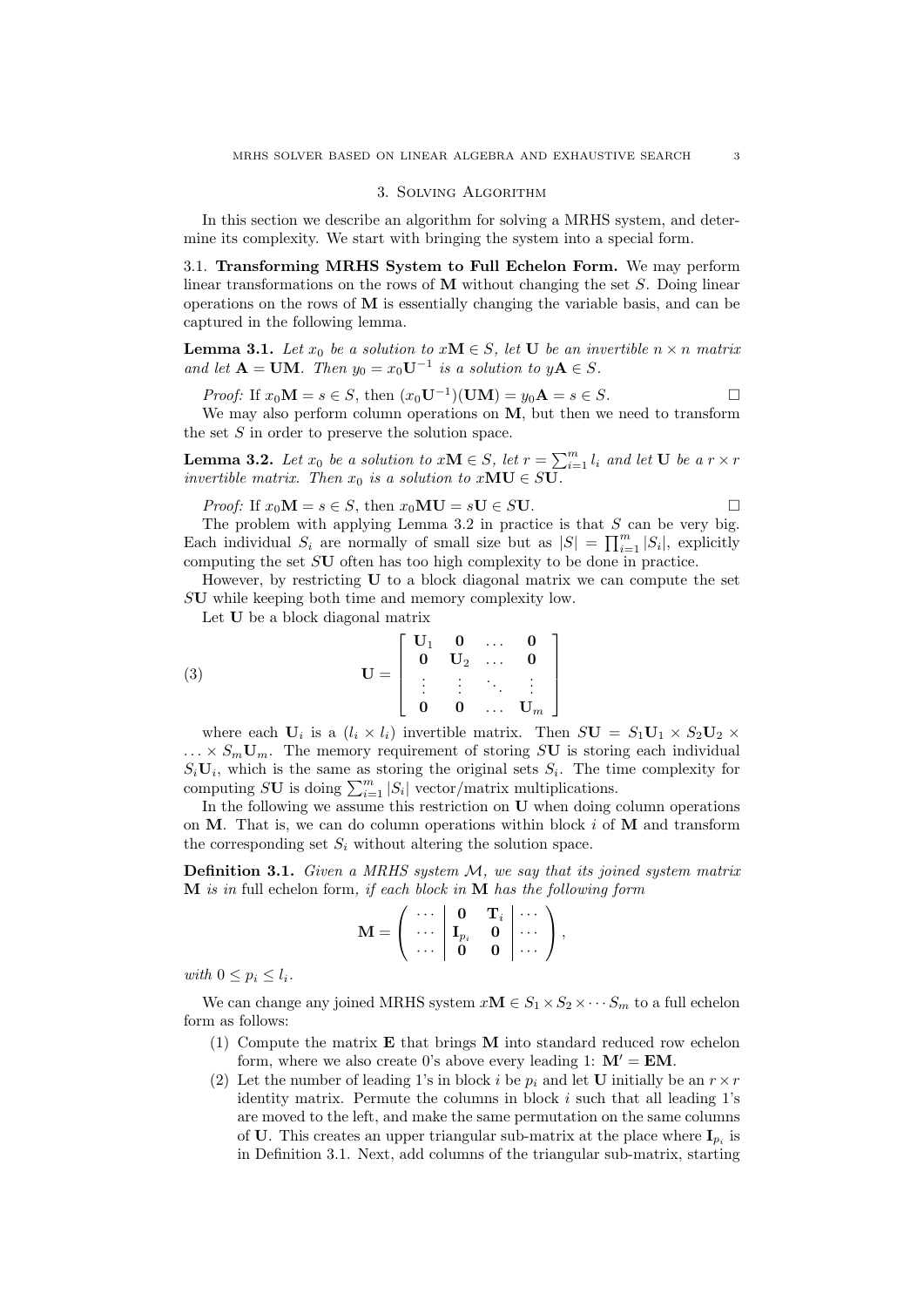## 3. Solving Algorithm

In this section we describe an algorithm for solving a MRHS system, and determine its complexity. We start with bringing the system into a special form.

### 3.1. Transforming MRHS System to Full Echelon Form.

We may perform linear transformations on the rows of $\mathbf{M}$ without changing the set $S$. Doing linear operations on the rows of $\mathbf{M}$ is essentially changing the variable basis, and can be captured in the following lemma.

**Lemma 3.1.** *Let $x_0$ be a solution to $x\mathbf{M} \in S$, let $\mathbf{U}$ be an invertible $n \times n$ matrix and let $\mathbf{A} = \mathbf{UM}$. Then $y_0 = x_0\mathbf{U}^{-1}$ is a solution to $y\mathbf{A} \in S$.*

*Proof:* If $x_0\mathbf{M} = s \in S$, then $(x_0\mathbf{U}^{-1})(\mathbf{UM}) = y_0\mathbf{A} = s \in S$. $\square$

We may also perform column operations on $\mathbf{M}$, but then we need to transform the set $S$ in order to preserve the solution space.

**Lemma 3.2.** *Let $x_0$ be a solution to $x\mathbf{M} \in S$, let $r = \sum_{i=1}^{m} l_i$ and let $\mathbf{U}$ be a $r \times r$ invertible matrix. Then $x_0$ is a solution to $x\mathbf{MU} \in S\mathbf{U}$.*

*Proof:* If $x_0\mathbf{M} = s \in S$, then $x_0\mathbf{MU} = s\mathbf{U} \in S\mathbf{U}$. $\square$

The problem with applying Lemma 3.2 in practice is that $S$ can be very big. Each individual $S_i$ are normally of small size but as $|S| = \prod_{i=1}^{m} |S_i|$, explicitly computing the set $S\mathbf{U}$ often has too high complexity to be done in practice.

However, by restricting $\mathbf{U}$ to a block diagonal matrix we can compute the set $S\mathbf{U}$ while keeping both time and memory complexity low.

Let $\mathbf{U}$ be a block diagonal matrix

$$\mathbf{U} = \begin{bmatrix} \mathbf{U}_1 & \mathbf{0} & \dots & \mathbf{0} \\ \mathbf{0} & \mathbf{U}_2 & \dots & \mathbf{0} \\ \vdots & \vdots & \ddots & \vdots \\ \mathbf{0} & \mathbf{0} & \dots & \mathbf{U}_m \end{bmatrix} \tag{3}$$

where each $\mathbf{U}_i$ is a $(l_i \times l_i)$ invertible matrix. Then $S\mathbf{U} = S_1\mathbf{U}_1 \times S_2\mathbf{U}_2 \times \ldots \times S_m\mathbf{U}_m$. The memory requirement of storing $S\mathbf{U}$ is storing each individual $S_i\mathbf{U}_i$, which is the same as storing the original sets $S_i$. The time complexity for computing $S\mathbf{U}$ is doing $\sum_{i=1}^{m} |S_i|$ vector/matrix multiplications.

In the following we assume this restriction on $\mathbf{U}$ when doing column operations on $\mathbf{M}$. That is, we can do column operations within block $i$ of $\mathbf{M}$ and transform the corresponding set $S_i$ without altering the solution space.

**Definition 3.1.** *Given a MRHS system $\mathcal{M}$, we say that its joined system matrix $\mathbf{M}$ is in* full echelon form, *if each block in $\mathbf{M}$ has the following form*

$$\mathbf{M} = \left( \begin{array}{c|cc|c} \cdots & \mathbf{0} & \mathbf{T}_i & \cdots \\ \cdots & \mathbf{I}_{p_i} & \mathbf{0} & \cdots \\ \cdots & \mathbf{0} & \mathbf{0} & \cdots \end{array} \right),$$

*with $0 \le p_i \le l_i$.*

We can change any joined MRHS system $x\mathbf{M} \in S_1 \times S_2 \times \cdots S_m$ to a full echelon form as follows:

1. Compute the matrix $\mathbf{E}$ that brings $\mathbf{M}$ into standard reduced row echelon form, where we also create 0's above every leading 1: $\mathbf{M}' = \mathbf{EM}$.
2. Let the number of leading 1's in block $i$ be $p_i$ and let $\mathbf{U}$ initially be an $r \times r$ identity matrix. Permute the columns in block $i$ such that all leading 1's are moved to the left, and make the same permutation on the same columns of $\mathbf{U}$. This creates an upper triangular sub-matrix at the place where $\mathbf{I}_{p_i}$ is in Definition 3.1. Next, add columns of the triangular sub-matrix, starting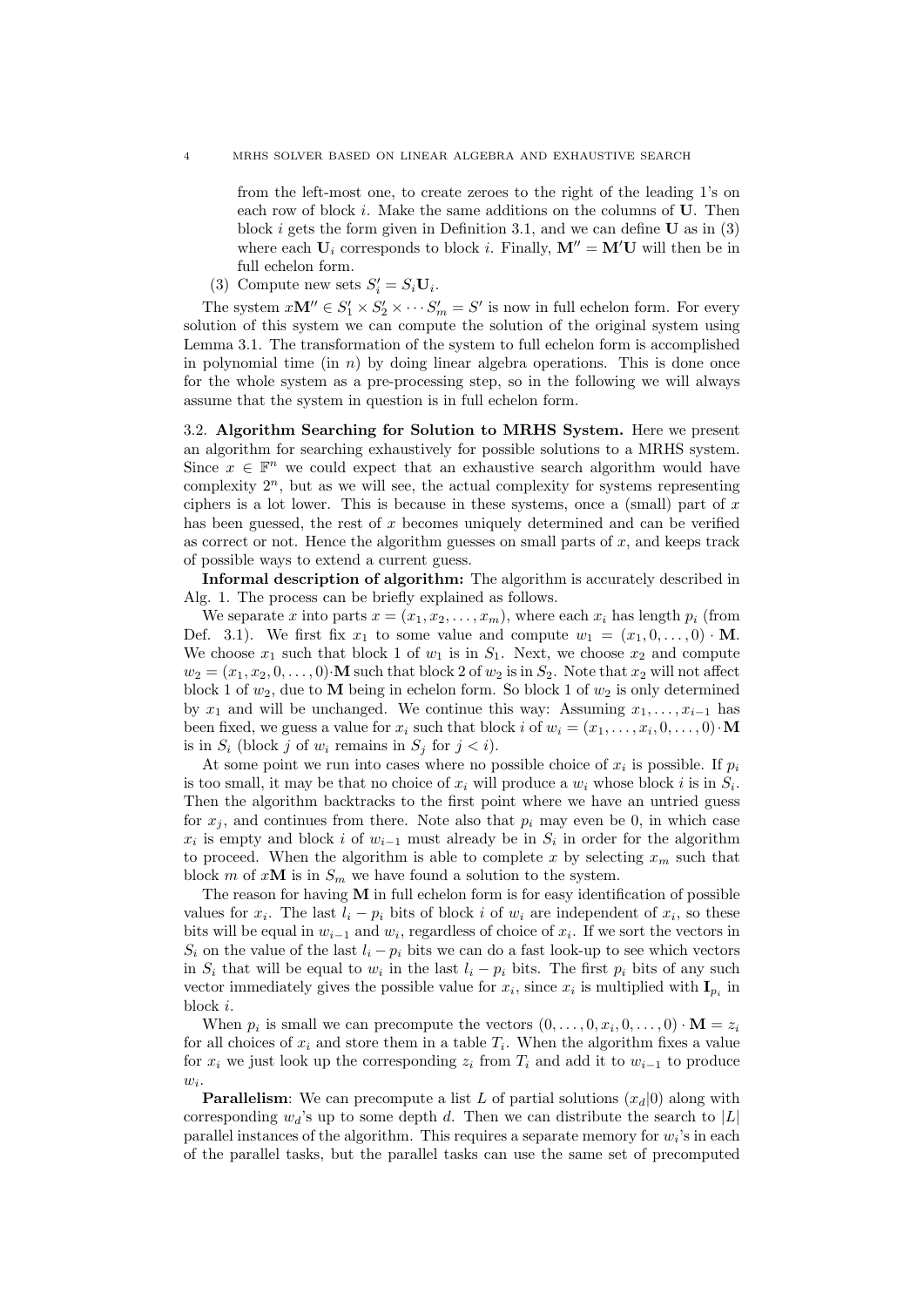from the left-most one, to create zeroes to the right of the leading 1's on each row of block $i$. Make the same additions on the columns of $\mathbf{U}$. Then block $i$ gets the form given in Definition 3.1, and we can define $\mathbf{U}$ as in (3) where each $\mathbf{U}_i$ corresponds to block $i$. Finally, $\mathbf{M}'' = \mathbf{M}'\mathbf{U}$ will then be in full echelon form.

(3) Compute new sets $S'_i = S_i\mathbf{U}_i$.

The system $x\mathbf{M}'' \in S'_1 \times S'_2 \times \cdots S'_m = S'$ is now in full echelon form. For every solution of this system we can compute the solution of the original system using Lemma 3.1. The transformation of the system to full echelon form is accomplished in polynomial time (in $n$) by doing linear algebra operations. This is done once for the whole system as a pre-processing step, so in the following we will always assume that the system in question is in full echelon form.

**3.2. Algorithm Searching for Solution to MRHS System.** Here we present an algorithm for searching exhaustively for possible solutions to a MRHS system. Since $x \in \mathbb{F}^n$ we could expect that an exhaustive search algorithm would have complexity $2^n$, but as we will see, the actual complexity for systems representing ciphers is a lot lower. This is because in these systems, once a (small) part of $x$ has been guessed, the rest of $x$ becomes uniquely determined and can be verified as correct or not. Hence the algorithm guesses on small parts of $x$, and keeps track of possible ways to extend a current guess.

**Informal description of algorithm:** The algorithm is accurately described in Alg. 1. The process can be briefly explained as follows.

We separate $x$ into parts $x = (x_1, x_2, \dots, x_m)$, where each $x_i$ has length $p_i$ (from Def. 3.1). We first fix $x_1$ to some value and compute $w_1 = (x_1, 0, \dots, 0) \cdot \mathbf{M}$. We choose $x_1$ such that block 1 of $w_1$ is in $S_1$. Next, we choose $x_2$ and compute $w_2 = (x_1, x_2, 0, \dots, 0) \cdot \mathbf{M}$ such that block 2 of $w_2$ is in $S_2$. Note that $x_2$ will not affect block 1 of $w_2$, due to $\mathbf{M}$ being in echelon form. So block 1 of $w_2$ is only determined by $x_1$ and will be unchanged. We continue this way: Assuming $x_1, \dots, x_{i-1}$ has been fixed, we guess a value for $x_i$ such that block $i$ of $w_i = (x_1, \dots, x_i, 0, \dots, 0) \cdot \mathbf{M}$ is in $S_i$ (block $j$ of $w_i$ remains in $S_j$ for $j < i$).

At some point we run into cases where no possible choice of $x_i$ is possible. If $p_i$ is too small, it may be that no choice of $x_i$ will produce a $w_i$ whose block $i$ is in $S_i$. Then the algorithm backtracks to the first point where we have an untried guess for $x_j$, and continues from there. Note also that $p_i$ may even be 0, in which case $x_i$ is empty and block $i$ of $w_{i-1}$ must already be in $S_i$ in order for the algorithm to proceed. When the algorithm is able to complete $x$ by selecting $x_m$ such that block $m$ of $x\mathbf{M}$ is in $S_m$ we have found a solution to the system.

The reason for having $\mathbf{M}$ in full echelon form is for easy identification of possible values for $x_i$. The last $l_i - p_i$ bits of block $i$ of $w_i$ are independent of $x_i$, so these bits will be equal in $w_{i-1}$ and $w_i$, regardless of choice of $x_i$. If we sort the vectors in $S_i$ on the value of the last $l_i - p_i$ bits we can do a fast look-up to see which vectors in $S_i$ that will be equal to $w_i$ in the last $l_i - p_i$ bits. The first $p_i$ bits of any such vector immediately gives the possible value for $x_i$, since $x_i$ is multiplied with $\mathbf{I}_{p_i}$ in block $i$.

When $p_i$ is small we can precompute the vectors $(0, \dots, 0, x_i, 0, \dots, 0) \cdot \mathbf{M} = z_i$ for all choices of $x_i$ and store them in a table $T_i$. When the algorithm fixes a value for $x_i$ we just look up the corresponding $z_i$ from $T_i$ and add it to $w_{i-1}$ to produce $w_i$.

**Parallelism**: We can precompute a list $L$ of partial solutions $(x_d|0)$ along with corresponding $w_d$'s up to some depth $d$. Then we can distribute the search to $|L|$ parallel instances of the algorithm. This requires a separate memory for $w_i$'s in each of the parallel tasks, but the parallel tasks can use the same set of precomputed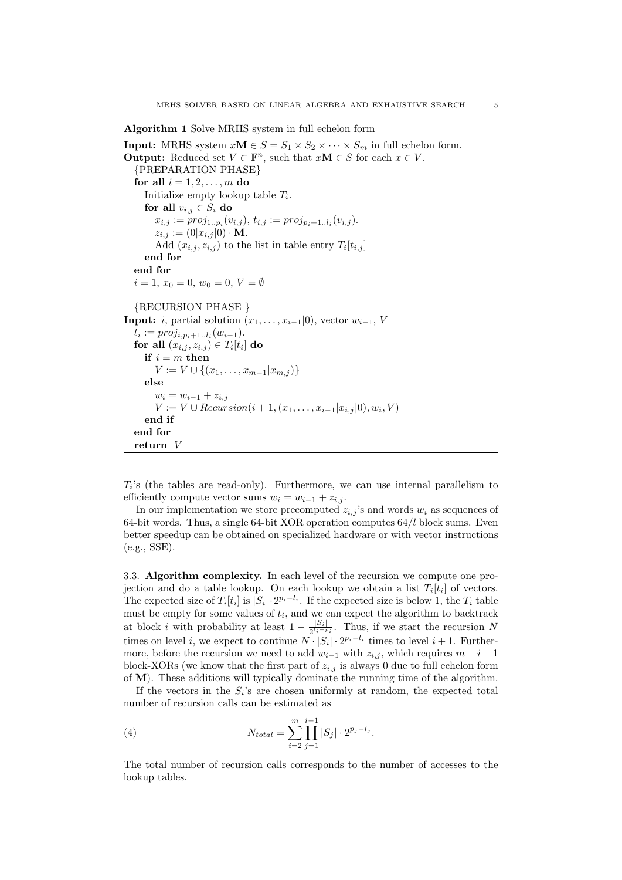**Algorithm 1** Solve MRHS system in full echelon form

```
Input: MRHS system xM ∈ S = S_1 × S_2 × ··· × S_m in full echelon form.
Output: Reduced set V ⊂ F^n, such that xM ∈ S for each x ∈ V.
  {PREPARATION PHASE}
  for all i = 1, 2, ..., m do
    Initialize empty lookup table T_i.
    for all v_{i,j} ∈ S_i do
      x_{i,j} := proj_{1..p_i}(v_{i,j}), t_{i,j} := proj_{p_i+1..l_i}(v_{i,j}).
      z_{i,j} := (0|x_{i,j}|0) · M.
      Add (x_{i,j}, z_{i,j}) to the list in table entry T_i[t_{i,j}]
    end for
  end for
  i = 1, x_0 = 0, w_0 = 0, V = ∅

  {RECURSION PHASE }
Input: i, partial solution (x_1, ..., x_{i-1}|0), vector w_{i-1}, V
  t_i := proj_{i,p_i+1..l_i}(w_{i-1}).
  for all (x_{i,j}, z_{i,j}) ∈ T_i[t_i] do
    if i = m then
      V := V ∪ {(x_1, ..., x_{m-1}|x_{m,j})}
    else
      w_i = w_{i-1} + z_{i,j}
      V := V ∪ Recursion(i + 1, (x_1, ..., x_{i-1}|x_{i,j}|0), w_i, V)
    end if
  end for
  return V
```

$T_i$'s (the tables are read-only). Furthermore, we can use internal parallelism to efficiently compute vector sums $w_i = w_{i-1} + z_{i,j}$.

In our implementation we store precomputed $z_{i,j}$'s and words $w_i$ as sequences of 64-bit words. Thus, a single 64-bit XOR operation computes $64/l$ block sums. Even better speedup can be obtained on specialized hardware or with vector instructions (e.g., SSE).

3.3. **Algorithm complexity.** In each level of the recursion we compute one projection and do a table lookup. On each lookup we obtain a list $T_i[t_i]$ of vectors. The expected size of $T_i[t_i]$ is $|S_i| \cdot 2^{p_i - l_i}$. If the expected size is below 1, the $T_i$ table must be empty for some values of $t_i$, and we can expect the algorithm to backtrack at block $i$ with probability at least $1 - \frac{|S_i|}{2^{l_i - p_i}}$. Thus, if we start the recursion $N$ times on level $i$, we expect to continue $N \cdot |S_i| \cdot 2^{p_i - l_i}$ times to level $i+1$. Furthermore, before the recursion we need to add $w_{i-1}$ with $z_{i,j}$, which requires $m - i + 1$ block-XORs (we know that the first part of $z_{i,j}$ is always 0 due to full echelon form of $\mathbf{M}$). These additions will typically dominate the running time of the algorithm.

If the vectors in the $S_i$'s are chosen uniformly at random, the expected total number of recursion calls can be estimated as

$$N_{total} = \sum_{i=2}^{m} \prod_{j=1}^{i-1} |S_j| \cdot 2^{p_j - l_j}. \tag{4}$$

The total number of recursion calls corresponds to the number of accesses to the lookup tables.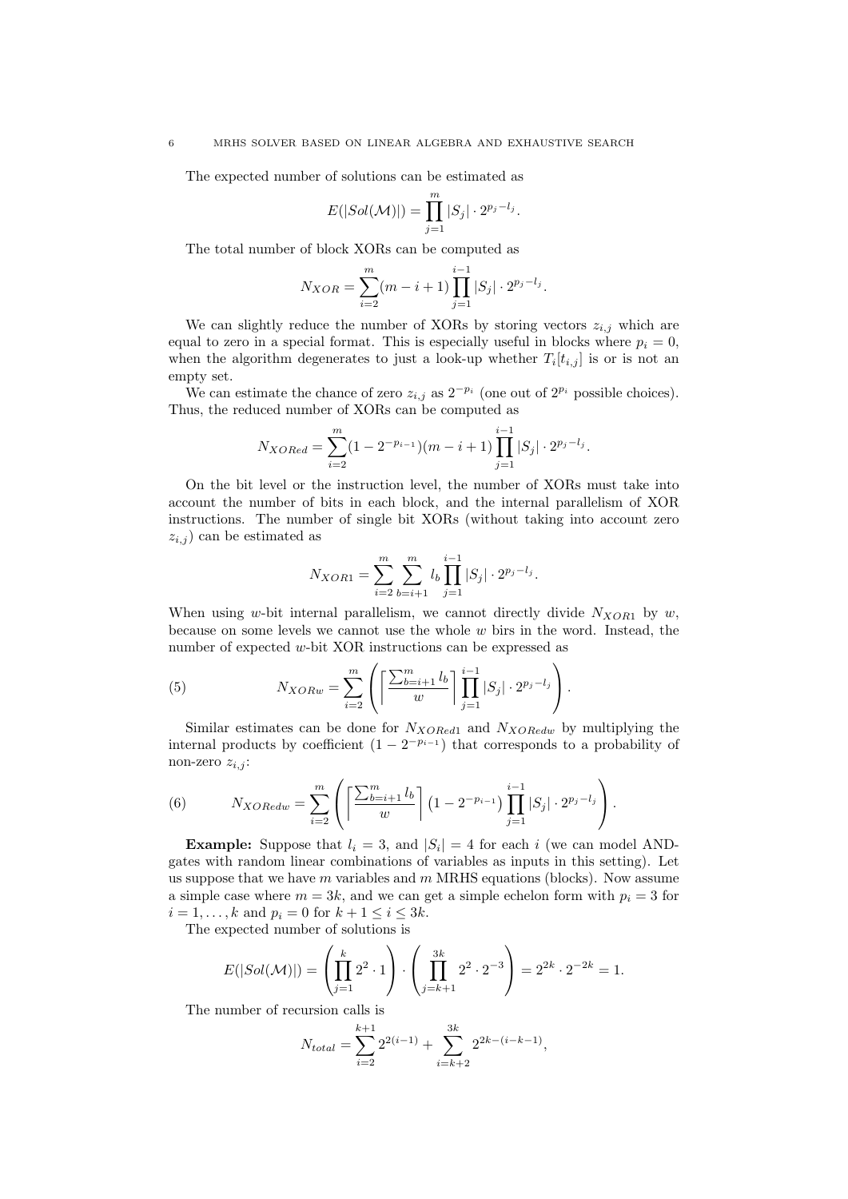The expected number of solutions can be estimated as

$$E(|Sol(\mathcal{M})|) = \prod_{j=1}^{m} |S_j| \cdot 2^{p_j - l_j}.$$

The total number of block XORs can be computed as

$$N_{XOR} = \sum_{i=2}^{m} (m - i + 1) \prod_{j=1}^{i-1} |S_j| \cdot 2^{p_j - l_j}.$$

We can slightly reduce the number of XORs by storing vectors $z_{i,j}$ which are equal to zero in a special format. This is especially useful in blocks where $p_i = 0$, when the algorithm degenerates to just a look-up whether $T_i[t_{i,j}]$ is or is not an empty set.

We can estimate the chance of zero $z_{i,j}$ as $2^{-p_i}$ (one out of $2^{p_i}$ possible choices). Thus, the reduced number of XORs can be computed as

$$N_{XORed} = \sum_{i=2}^{m} (1 - 2^{-p_{i-1}})(m - i + 1) \prod_{j=1}^{i-1} |S_j| \cdot 2^{p_j - l_j}.$$

On the bit level or the instruction level, the number of XORs must take into account the number of bits in each block, and the internal parallelism of XOR instructions. The number of single bit XORs (without taking into account zero $z_{i,j}$) can be estimated as

$$N_{XOR1} = \sum_{i=2}^{m} \sum_{b=i+1}^{m} l_b \prod_{j=1}^{i-1} |S_j| \cdot 2^{p_j - l_j}.$$

When using $w$-bit internal parallelism, we cannot directly divide $N_{XOR1}$ by $w$, because on some levels we cannot use the whole $w$ birs in the word. Instead, the number of expected $w$-bit XOR instructions can be expressed as

$$N_{XORw} = \sum_{i=2}^{m} \left( \left\lceil \frac{\sum_{b=i+1}^{m} l_b}{w} \right\rceil \prod_{j=1}^{i-1} |S_j| \cdot 2^{p_j - l_j} \right). \tag{5}$$

Similar estimates can be done for $N_{XORed1}$ and $N_{XORedw}$ by multiplying the internal products by coefficient $(1 - 2^{-p_{i-1}})$ that corresponds to a probability of non-zero $z_{i,j}$:

$$N_{XORedw} = \sum_{i=2}^{m} \left( \left\lceil \frac{\sum_{b=i+1}^{m} l_b}{w} \right\rceil \left(1 - 2^{-p_{i-1}}\right) \prod_{j=1}^{i-1} |S_j| \cdot 2^{p_j - l_j} \right). \tag{6}$$

**Example:** Suppose that $l_i = 3$, and $|S_i| = 4$ for each $i$ (we can model AND-gates with random linear combinations of variables as inputs in this setting). Let us suppose that we have $m$ variables and $m$ MRHS equations (blocks). Now assume a simple case where $m = 3k$, and we can get a simple echelon form with $p_i = 3$ for $i = 1, \ldots, k$ and $p_i = 0$ for $k + 1 \leq i \leq 3k$.

The expected number of solutions is

$$E(|Sol(\mathcal{M})|) = \left( \prod_{j=1}^{k} 2^2 \cdot 1 \right) \cdot \left( \prod_{j=k+1}^{3k} 2^2 \cdot 2^{-3} \right) = 2^{2k} \cdot 2^{-2k} = 1.$$

The number of recursion calls is

$$N_{total} = \sum_{i=2}^{k+1} 2^{2(i-1)} + \sum_{i=k+2}^{3k} 2^{2k-(i-k-1)},$$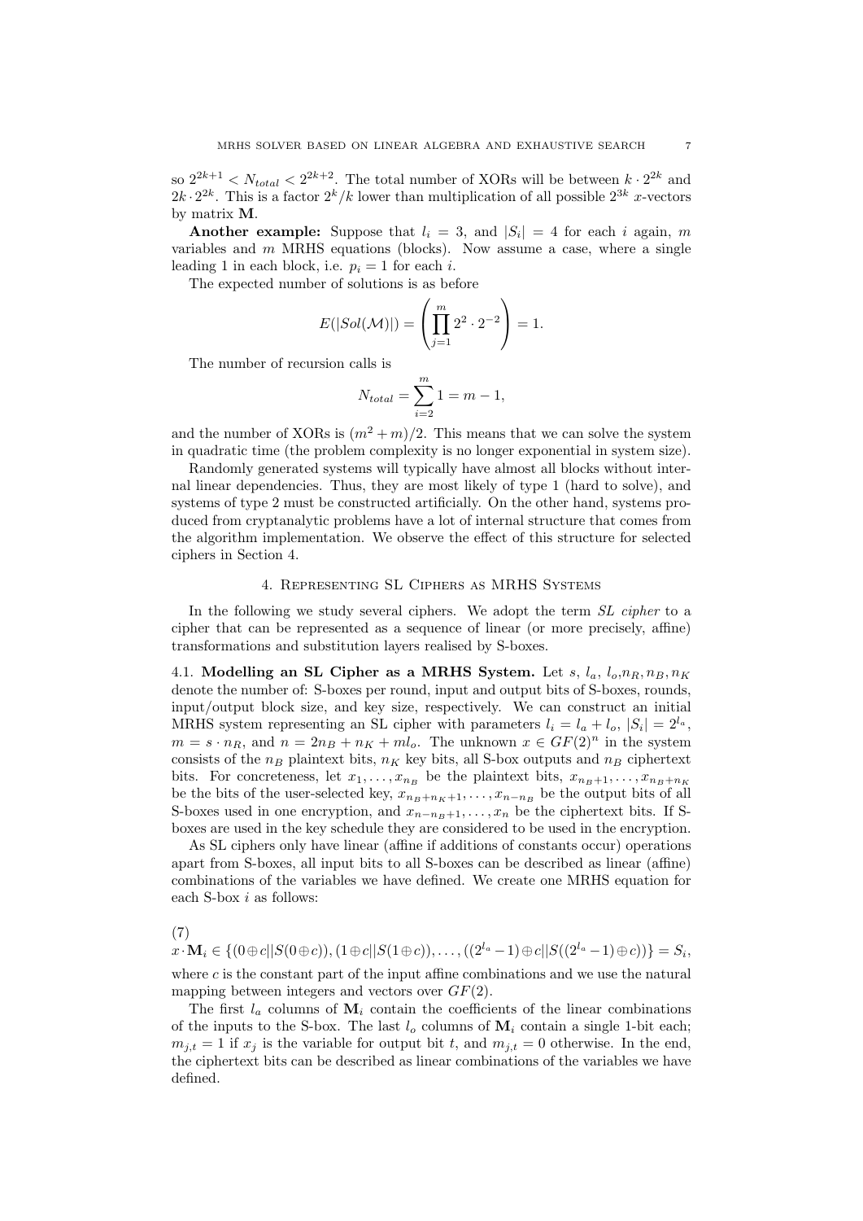so $2^{2k+1} < N_{total} < 2^{2k+2}$. The total number of XORs will be between $k \cdot 2^{2k}$ and $2k \cdot 2^{2k}$. This is a factor $2^k/k$ lower than multiplication of all possible $2^{3k}$ $x$-vectors by matrix $\mathbf{M}$.

**Another example:** Suppose that $l_i = 3$, and $|S_i| = 4$ for each $i$ again, $m$ variables and $m$ MRHS equations (blocks). Now assume a case, where a single leading 1 in each block, i.e. $p_i = 1$ for each $i$.

The expected number of solutions is as before

$$E(|Sol(\mathcal{M})|) = \left( \prod_{j=1}^{m} 2^2 \cdot 2^{-2} \right) = 1.$$

The number of recursion calls is

$$N_{total} = \sum_{i=2}^{m} 1 = m - 1,$$

and the number of XORs is $(m^2 + m)/2$. This means that we can solve the system in quadratic time (the problem complexity is no longer exponential in system size).

Randomly generated systems will typically have almost all blocks without internal linear dependencies. Thus, they are most likely of type 1 (hard to solve), and systems of type 2 must be constructed artificially. On the other hand, systems produced from cryptanalytic problems have a lot of internal structure that comes from the algorithm implementation. We observe the effect of this structure for selected ciphers in Section 4.

## 4. Representing SL Ciphers as MRHS Systems

In the following we study several ciphers. We adopt the term *SL cipher* to a cipher that can be represented as a sequence of linear (or more precisely, affine) transformations and substitution layers realised by S-boxes.

**4.1. Modelling an SL Cipher as a MRHS System.** Let $s$, $l_a$, $l_o$,$n_R$, $n_B$, $n_K$ denote the number of: S-boxes per round, input and output bits of S-boxes, rounds, input/output block size, and key size, respectively. We can construct an initial MRHS system representing an SL cipher with parameters $l_i = l_a + l_o$, $|S_i| = 2^{l_a}$, $m = s \cdot n_R$, and $n = 2n_B + n_K + ml_o$. The unknown $x \in GF(2)^n$ in the system consists of the $n_B$ plaintext bits, $n_K$ key bits, all S-box outputs and $n_B$ ciphertext bits. For concreteness, let $x_1, \ldots, x_{n_B}$ be the plaintext bits, $x_{n_B+1}, \ldots, x_{n_B+n_K}$ be the bits of the user-selected key, $x_{n_B+n_K+1}, \ldots, x_{n-n_B}$ be the output bits of all S-boxes used in one encryption, and $x_{n-n_B+1}, \ldots, x_n$ be the ciphertext bits. If S-boxes are used in the key schedule they are considered to be used in the encryption.

As SL ciphers only have linear (affine if additions of constants occur) operations apart from S-boxes, all input bits to all S-boxes can be described as linear (affine) combinations of the variables we have defined. We create one MRHS equation for each S-box $i$ as follows:

$$x \cdot \mathbf{M}_i \in \{(0 \oplus c || S(0 \oplus c)), (1 \oplus c || S(1 \oplus c)), \ldots, ((2^{l_a} - 1) \oplus c || S((2^{l_a} - 1) \oplus c))\} = S_i, \tag{7}$$

where $c$ is the constant part of the input affine combinations and we use the natural mapping between integers and vectors over $GF(2)$.

The first $l_a$ columns of $\mathbf{M}_i$ contain the coefficients of the linear combinations of the inputs to the S-box. The last $l_o$ columns of $\mathbf{M}_i$ contain a single 1-bit each; $m_{j,t} = 1$ if $x_j$ is the variable for output bit $t$, and $m_{j,t} = 0$ otherwise. In the end, the ciphertext bits can be described as linear combinations of the variables we have defined.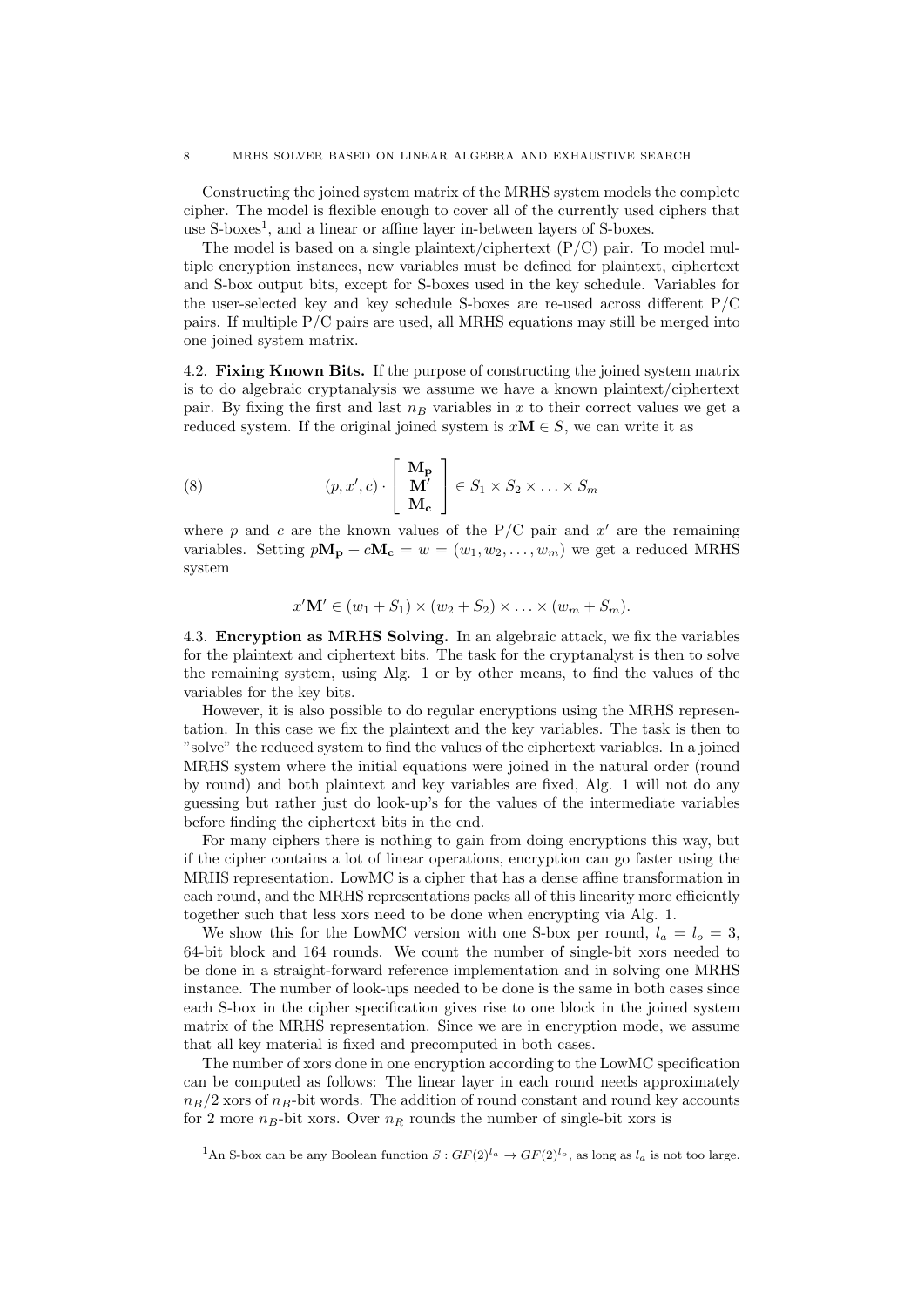Constructing the joined system matrix of the MRHS system models the complete cipher. The model is flexible enough to cover all of the currently used ciphers that use S-boxes[1], and a linear or affine layer in-between layers of S-boxes.

The model is based on a single plaintext/ciphertext (P/C) pair. To model multiple encryption instances, new variables must be defined for plaintext, ciphertext and S-box output bits, except for S-boxes used in the key schedule. Variables for the user-selected key and key schedule S-boxes are re-used across different P/C pairs. If multiple P/C pairs are used, all MRHS equations may still be merged into one joined system matrix.

**4.2. Fixing Known Bits.** If the purpose of constructing the joined system matrix is to do algebraic cryptanalysis we assume we have a known plaintext/ciphertext pair. By fixing the first and last $n_B$ variables in $x$ to their correct values we get a reduced system. If the original joined system is $x\mathbf{M} \in S$, we can write it as

$$(p, x', c) \cdot \begin{bmatrix} \mathbf{M_p} \\ \mathbf{M'} \\ \mathbf{M_c} \end{bmatrix} \in S_1 \times S_2 \times \ldots \times S_m \tag{8}$$

where $p$ and $c$ are the known values of the P/C pair and $x'$ are the remaining variables. Setting $p\mathbf{M_p} + c\mathbf{M_c} = w = (w_1, w_2, \ldots, w_m)$ we get a reduced MRHS system

$$x'\mathbf{M'} \in (w_1 + S_1) \times (w_2 + S_2) \times \ldots \times (w_m + S_m).$$

**4.3. Encryption as MRHS Solving.** In an algebraic attack, we fix the variables for the plaintext and ciphertext bits. The task for the cryptanalyst is then to solve the remaining system, using Alg. 1 or by other means, to find the values of the variables for the key bits.

However, it is also possible to do regular encryptions using the MRHS representation. In this case we fix the plaintext and the key variables. The task is then to "solve" the reduced system to find the values of the ciphertext variables. In a joined MRHS system where the initial equations were joined in the natural order (round by round) and both plaintext and key variables are fixed, Alg. 1 will not do any guessing but rather just do look-up's for the values of the intermediate variables before finding the ciphertext bits in the end.

For many ciphers there is nothing to gain from doing encryptions this way, but if the cipher contains a lot of linear operations, encryption can go faster using the MRHS representation. LowMC is a cipher that has a dense affine transformation in each round, and the MRHS representations packs all of this linearity more efficiently together such that less xors need to be done when encrypting via Alg. 1.

We show this for the LowMC version with one S-box per round, $l_a = l_o = 3$, 64-bit block and 164 rounds. We count the number of single-bit xors needed to be done in a straight-forward reference implementation and in solving one MRHS instance. The number of look-ups needed to be done is the same in both cases since each S-box in the cipher specification gives rise to one block in the joined system matrix of the MRHS representation. Since we are in encryption mode, we assume that all key material is fixed and precomputed in both cases.

The number of xors done in one encryption according to the LowMC specification can be computed as follows: The linear layer in each round needs approximately $n_B/2$ xors of $n_B$-bit words. The addition of round constant and round key accounts for 2 more $n_B$-bit xors. Over $n_R$ rounds the number of single-bit xors is

[1] An S-box can be any Boolean function $S : GF(2)^{l_a} \to GF(2)^{l_o}$, as long as $l_a$ is not too large.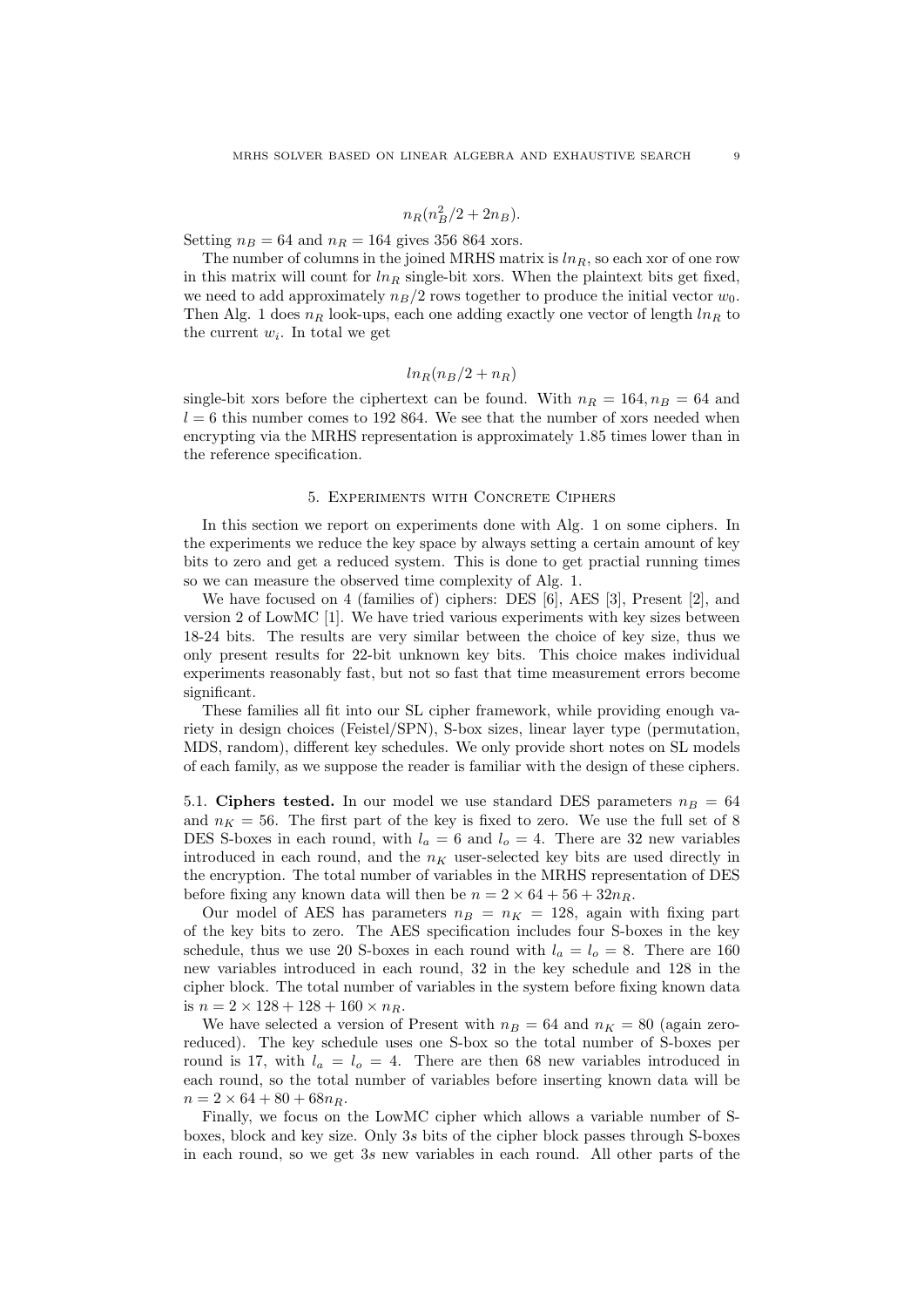$$n_R(n_B^2/2 + 2n_B).$$

Setting $n_B = 64$ and $n_R = 164$ gives 356 864 xors.

The number of columns in the joined MRHS matrix is $ln_R$, so each xor of one row in this matrix will count for $ln_R$ single-bit xors. When the plaintext bits get fixed, we need to add approximately $n_B/2$ rows together to produce the initial vector $w_0$. Then Alg. 1 does $n_R$ look-ups, each one adding exactly one vector of length $ln_R$ to the current $w_i$. In total we get

$$ln_R(n_B/2 + n_R)$$

single-bit xors before the ciphertext can be found. With $n_R = 164, n_B = 64$ and $l = 6$ this number comes to 192 864. We see that the number of xors needed when encrypting via the MRHS representation is approximately 1.85 times lower than in the reference specification.

## 5. Experiments with Concrete Ciphers

In this section we report on experiments done with Alg. 1 on some ciphers. In the experiments we reduce the key space by always setting a certain amount of key bits to zero and get a reduced system. This is done to get practial running times so we can measure the observed time complexity of Alg. 1.

We have focused on 4 (families of) ciphers: DES [6], AES [3], Present [2], and version 2 of LowMC [1]. We have tried various experiments with key sizes between 18-24 bits. The results are very similar between the choice of key size, thus we only present results for 22-bit unknown key bits. This choice makes individual experiments reasonably fast, but not so fast that time measurement errors become significant.

These families all fit into our SL cipher framework, while providing enough variety in design choices (Feistel/SPN), S-box sizes, linear layer type (permutation, MDS, random), different key schedules. We only provide short notes on SL models of each family, as we suppose the reader is familiar with the design of these ciphers.

5.1. **Ciphers tested.** In our model we use standard DES parameters $n_B = 64$ and $n_K = 56$. The first part of the key is fixed to zero. We use the full set of 8 DES S-boxes in each round, with $l_a = 6$ and $l_o = 4$. There are 32 new variables introduced in each round, and the $n_K$ user-selected key bits are used directly in the encryption. The total number of variables in the MRHS representation of DES before fixing any known data will then be $n = 2 \times 64 + 56 + 32n_R$.

Our model of AES has parameters $n_B = n_K = 128$, again with fixing part of the key bits to zero. The AES specification includes four S-boxes in the key schedule, thus we use 20 S-boxes in each round with $l_a = l_o = 8$. There are 160 new variables introduced in each round, 32 in the key schedule and 128 in the cipher block. The total number of variables in the system before fixing known data is $n = 2 \times 128 + 128 + 160 \times n_R$.

We have selected a version of Present with $n_B = 64$ and $n_K = 80$ (again zero-reduced). The key schedule uses one S-box so the total number of S-boxes per round is 17, with $l_a = l_o = 4$. There are then 68 new variables introduced in each round, so the total number of variables before inserting known data will be $n = 2 \times 64 + 80 + 68n_R$.

Finally, we focus on the LowMC cipher which allows a variable number of S-boxes, block and key size. Only $3s$ bits of the cipher block passes through S-boxes in each round, so we get $3s$ new variables in each round. All other parts of the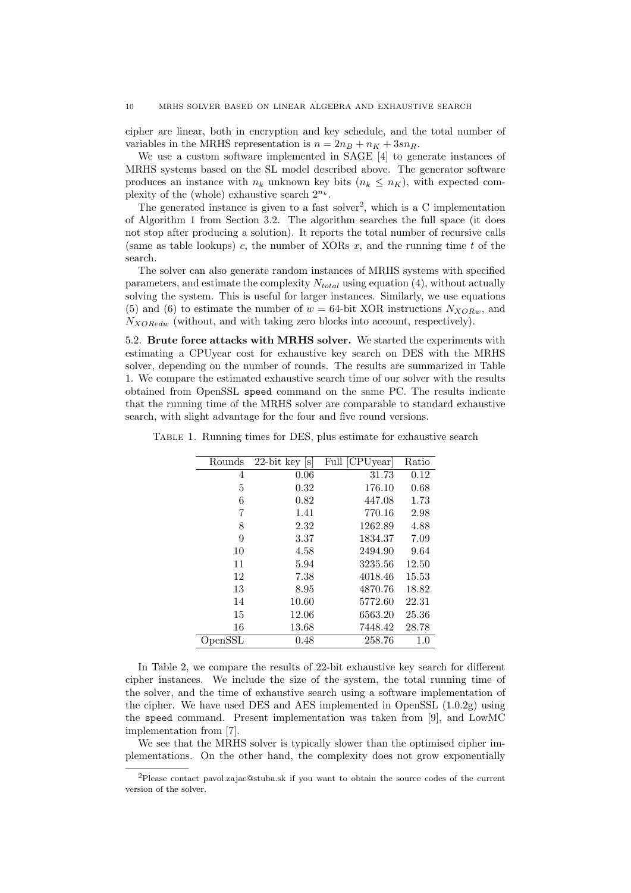cipher are linear, both in encryption and key schedule, and the total number of variables in the MRHS representation is $n = 2n_B + n_K + 3sn_R$.

We use a custom software implemented in SAGE [4] to generate instances of MRHS systems based on the SL model described above. The generator software produces an instance with $n_k$ unknown key bits ($n_k \leq n_K$), with expected complexity of the (whole) exhaustive search $2^{n_k}$.

The generated instance is given to a fast solver[2], which is a C implementation of Algorithm 1 from Section 3.2. The algorithm searches the full space (it does not stop after producing a solution). It reports the total number of recursive calls (same as table lookups) $c$, the number of XORs $x$, and the running time $t$ of the search.

The solver can also generate random instances of MRHS systems with specified parameters, and estimate the complexity $N_{total}$ using equation (4), without actually solving the system. This is useful for larger instances. Similarly, we use equations (5) and (6) to estimate the number of $w = 64$-bit XOR instructions $N_{XORw}$, and $N_{XORedw}$ (without, and with taking zero blocks into account, respectively).

5.2. **Brute force attacks with MRHS solver.** We started the experiments with estimating a CPUyear cost for exhaustive key search on DES with the MRHS solver, depending on the number of rounds. The results are summarized in Table 1. We compare the estimated exhaustive search time of our solver with the results obtained from OpenSSL speed command on the same PC. The results indicate that the running time of the MRHS solver are comparable to standard exhaustive search, with slight advantage for the four and five round versions.

Table 1. Running times for DES, plus estimate for exhaustive search

| Rounds | 22-bit key [s] | Full [CPUyear] | Ratio |
|---|---|---|---|
| 4 | 0.06 | 31.73 | 0.12 |
| 5 | 0.32 | 176.10 | 0.68 |
| 6 | 0.82 | 447.08 | 1.73 |
| 7 | 1.41 | 770.16 | 2.98 |
| 8 | 2.32 | 1262.89 | 4.88 |
| 9 | 3.37 | 1834.37 | 7.09 |
| 10 | 4.58 | 2494.90 | 9.64 |
| 11 | 5.94 | 3235.56 | 12.50 |
| 12 | 7.38 | 4018.46 | 15.53 |
| 13 | 8.95 | 4870.76 | 18.82 |
| 14 | 10.60 | 5772.60 | 22.31 |
| 15 | 12.06 | 6563.20 | 25.36 |
| 16 | 13.68 | 7448.42 | 28.78 |
| OpenSSL | 0.48 | 258.76 | 1.0 |

In Table 2, we compare the results of 22-bit exhaustive key search for different cipher instances. We include the size of the system, the total running time of the solver, and the time of exhaustive search using a software implementation of the cipher. We have used DES and AES implemented in OpenSSL (1.0.2g) using the speed command. Present implementation was taken from [9], and LowMC implementation from [7].

We see that the MRHS solver is typically slower than the optimised cipher implementations. On the other hand, the complexity does not grow exponentially

[2]Please contact pavol.zajac@stuba.sk if you want to obtain the source codes of the current version of the solver.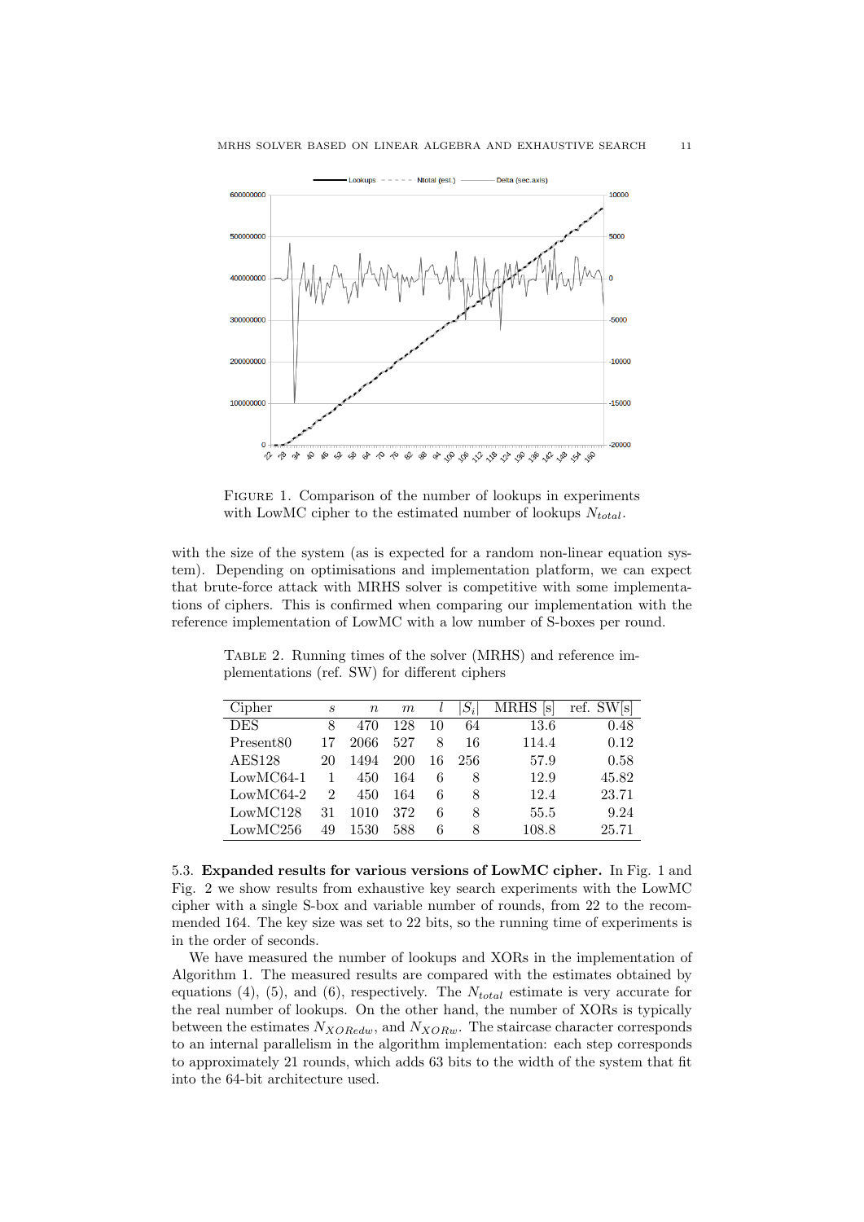FIGURE 1. Comparison of the number of lookups in experiments with LowMC cipher to the estimated number of lookups $N_{total}$.

with the size of the system (as is expected for a random non-linear equation system). Depending on optimisations and implementation platform, we can expect that brute-force attack with MRHS solver is competitive with some implementations of ciphers. This is confirmed when comparing our implementation with the reference implementation of LowMC with a low number of S-boxes per round.

TABLE 2. Running times of the solver (MRHS) and reference implementations (ref. SW) for different ciphers

| Cipher | $s$ | $n$ | $m$ | $l$ | $\|S_i\|$ | MRHS [s] | ref. SW[s] |
|---|---|---|---|---|---|---|---|
| DES | 8 | 470 | 128 | 10 | 64 | 13.6 | 0.48 |
| Present80 | 17 | 2066 | 527 | 8 | 16 | 114.4 | 0.12 |
| AES128 | 20 | 1494 | 200 | 16 | 256 | 57.9 | 0.58 |
| LowMC64-1 | 1 | 450 | 164 | 6 | 8 | 12.9 | 45.82 |
| LowMC64-2 | 2 | 450 | 164 | 6 | 8 | 12.4 | 23.71 |
| LowMC128 | 31 | 1010 | 372 | 6 | 8 | 55.5 | 9.24 |
| LowMC256 | 49 | 1530 | 588 | 6 | 8 | 108.8 | 25.71 |

5.3. **Expanded results for various versions of LowMC cipher.** In Fig. 1 and Fig. 2 we show results from exhaustive key search experiments with the LowMC cipher with a single S-box and variable number of rounds, from 22 to the recommended 164. The key size was set to 22 bits, so the running time of experiments is in the order of seconds.

We have measured the number of lookups and XORs in the implementation of Algorithm 1. The measured results are compared with the estimates obtained by equations (4), (5), and (6), respectively. The $N_{total}$ estimate is very accurate for the real number of lookups. On the other hand, the number of XORs is typically between the estimates $N_{XORedw}$, and $N_{XORw}$. The staircase character corresponds to an internal parallelism in the algorithm implementation: each step corresponds to approximately 21 rounds, which adds 63 bits to the width of the system that fit into the 64-bit architecture used.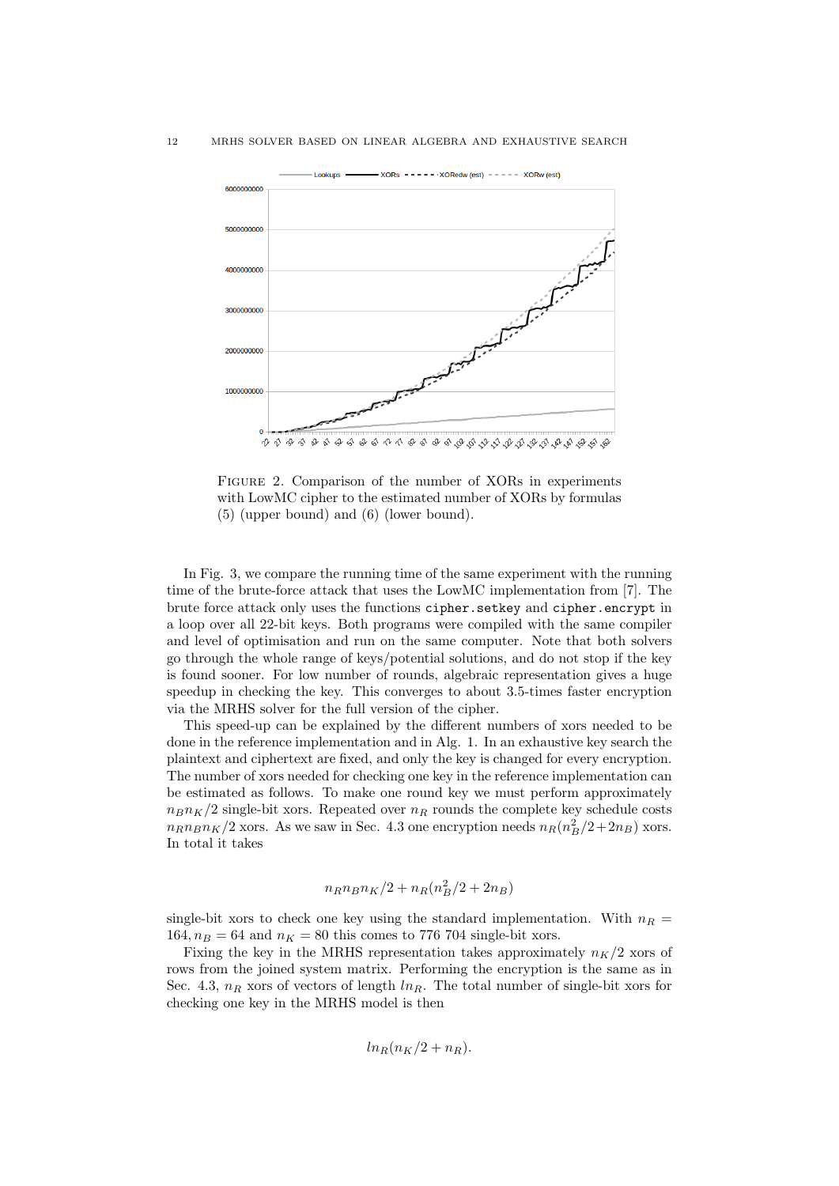FIGURE 2. Comparison of the number of XORs in experiments with LowMC cipher to the estimated number of XORs by formulas (5) (upper bound) and (6) (lower bound).

In Fig. 3, we compare the running time of the same experiment with the running time of the brute-force attack that uses the LowMC implementation from [7]. The brute force attack only uses the functions `cipher.setkey` and `cipher.encrypt` in a loop over all 22-bit keys. Both programs were compiled with the same compiler and level of optimisation and run on the same computer. Note that both solvers go through the whole range of keys/potential solutions, and do not stop if the key is found sooner. For low number of rounds, algebraic representation gives a huge speedup in checking the key. This converges to about 3.5-times faster encryption via the MRHS solver for the full version of the cipher.

This speed-up can be explained by the different numbers of xors needed to be done in the reference implementation and in Alg. 1. In an exhaustive key search the plaintext and ciphertext are fixed, and only the key is changed for every encryption. The number of xors needed for checking one key in the reference implementation can be estimated as follows. To make one round key we must perform approximately $n_B n_K/2$ single-bit xors. Repeated over $n_R$ rounds the complete key schedule costs $n_R n_B n_K/2$ xors. As we saw in Sec. 4.3 one encryption needs $n_R(n_B^2/2+2n_B)$ xors. In total it takes

$$n_R n_B n_K/2 + n_R(n_B^2/2 + 2n_B)$$

single-bit xors to check one key using the standard implementation. With $n_R = 164, n_B = 64$ and $n_K = 80$ this comes to 776 704 single-bit xors.

Fixing the key in the MRHS representation takes approximately $n_K/2$ xors of rows from the joined system matrix. Performing the encryption is the same as in Sec. 4.3, $n_R$ xors of vectors of length $ln_R$. The total number of single-bit xors for checking one key in the MRHS model is then

$$ln_R(n_K/2 + n_R).$$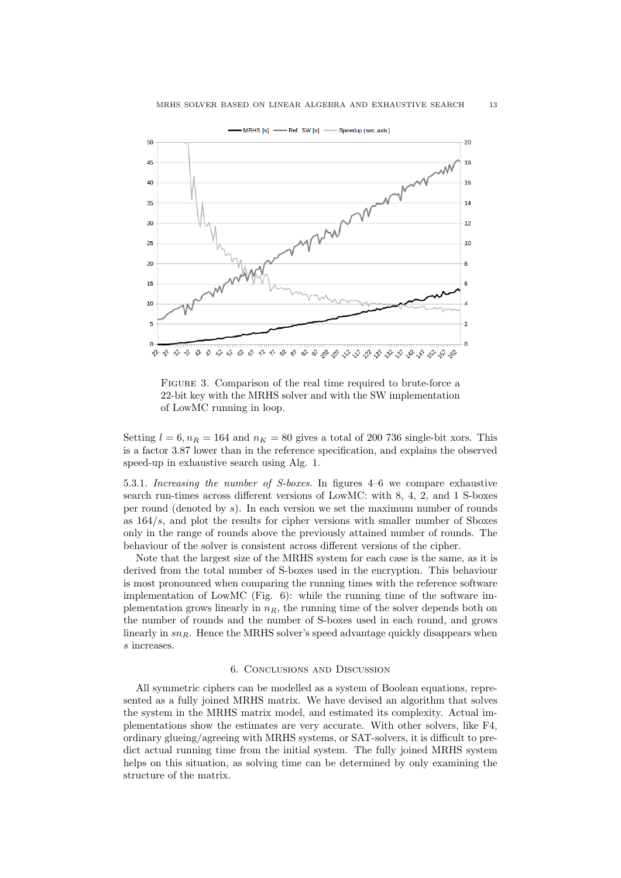Figure 3. Comparison of the real time required to brute-force a 22-bit key with the MRHS solver and with the SW implementation of LowMC running in loop.

Setting $l = 6, n_R = 164$ and $n_K = 80$ gives a total of 200 736 single-bit xors. This is a factor 3.87 lower than in the reference specification, and explains the observed speed-up in exhaustive search using Alg. 1.

5.3.1. *Increasing the number of S-boxes.* In figures 4–6 we compare exhaustive search run-times across different versions of LowMC: with 8, 4, 2, and 1 S-boxes per round (denoted by $s$). In each version we set the maximum number of rounds as $164/s$, and plot the results for cipher versions with smaller number of Sboxes only in the range of rounds above the previously attained number of rounds. The behaviour of the solver is consistent across different versions of the cipher.

Note that the largest size of the MRHS system for each case is the same, as it is derived from the total number of S-boxes used in the encryption. This behaviour is most pronounced when comparing the running times with the reference software implementation of LowMC (Fig. 6): while the running time of the software implementation grows linearly in $n_R$, the running time of the solver depends both on the number of rounds and the number of S-boxes used in each round, and grows linearly in $sn_R$. Hence the MRHS solver's speed advantage quickly disappears when $s$ increases.

## 6. Conclusions and Discussion

All symmetric ciphers can be modelled as a system of Boolean equations, represented as a fully joined MRHS matrix. We have devised an algorithm that solves the system in the MRHS matrix model, and estimated its complexity. Actual implementations show the estimates are very accurate. With other solvers, like F4, ordinary glueing/agreeing with MRHS systems, or SAT-solvers, it is difficult to predict actual running time from the initial system. The fully joined MRHS system helps on this situation, as solving time can be determined by only examining the structure of the matrix.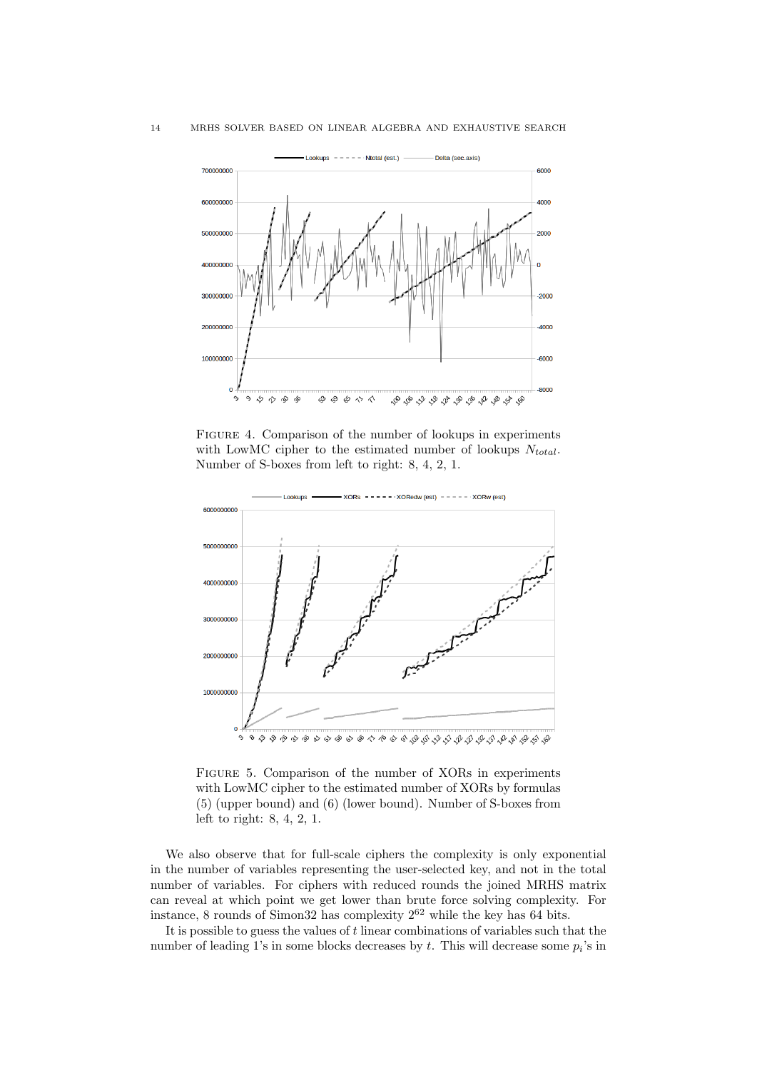Figure 4. Comparison of the number of lookups in experiments with LowMC cipher to the estimated number of lookups $N_{total}$. Number of S-boxes from left to right: 8, 4, 2, 1.

Figure 5. Comparison of the number of XORs in experiments with LowMC cipher to the estimated number of XORs by formulas (5) (upper bound) and (6) (lower bound). Number of S-boxes from left to right: 8, 4, 2, 1.

We also observe that for full-scale ciphers the complexity is only exponential in the number of variables representing the user-selected key, and not in the total number of variables. For ciphers with reduced rounds the joined MRHS matrix can reveal at which point we get lower than brute force solving complexity. For instance, 8 rounds of Simon32 has complexity $2^{62}$ while the key has 64 bits.

It is possible to guess the values of $t$ linear combinations of variables such that the number of leading 1's in some blocks decreases by $t$. This will decrease some $p_i$'s in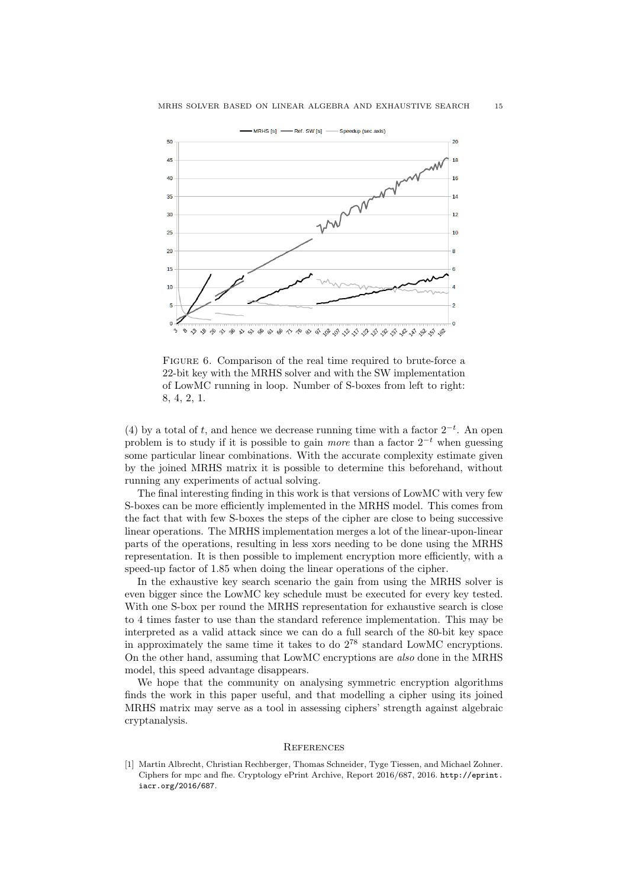FIGURE 6. Comparison of the real time required to brute-force a 22-bit key with the MRHS solver and with the SW implementation of LowMC running in loop. Number of S-boxes from left to right: 8, 4, 2, 1.

(4) by a total of $t$, and hence we decrease running time with a factor $2^{-t}$. An open problem is to study if it is possible to gain *more* than a factor $2^{-t}$ when guessing some particular linear combinations. With the accurate complexity estimate given by the joined MRHS matrix it is possible to determine this beforehand, without running any experiments of actual solving.

The final interesting finding in this work is that versions of LowMC with very few S-boxes can be more efficiently implemented in the MRHS model. This comes from the fact that with few S-boxes the steps of the cipher are close to being successive linear operations. The MRHS implementation merges a lot of the linear-upon-linear parts of the operations, resulting in less xors needing to be done using the MRHS representation. It is then possible to implement encryption more efficiently, with a speed-up factor of 1.85 when doing the linear operations of the cipher.

In the exhaustive key search scenario the gain from using the MRHS solver is even bigger since the LowMC key schedule must be executed for every key tested. With one S-box per round the MRHS representation for exhaustive search is close to 4 times faster to use than the standard reference implementation. This may be interpreted as a valid attack since we can do a full search of the 80-bit key space in approximately the same time it takes to do $2^{78}$ standard LowMC encryptions. On the other hand, assuming that LowMC encryptions are *also* done in the MRHS model, this speed advantage disappears.

We hope that the community on analysing symmetric encryption algorithms finds the work in this paper useful, and that modelling a cipher using its joined MRHS matrix may serve as a tool in assessing ciphers' strength against algebraic cryptanalysis.

## REFERENCES

[1] Martin Albrecht, Christian Rechberger, Thomas Schneider, Tyge Tiessen, and Michael Zohner. Ciphers for mpc and fhe. Cryptology ePrint Archive, Report 2016/687, 2016. http://eprint.iacr.org/2016/687.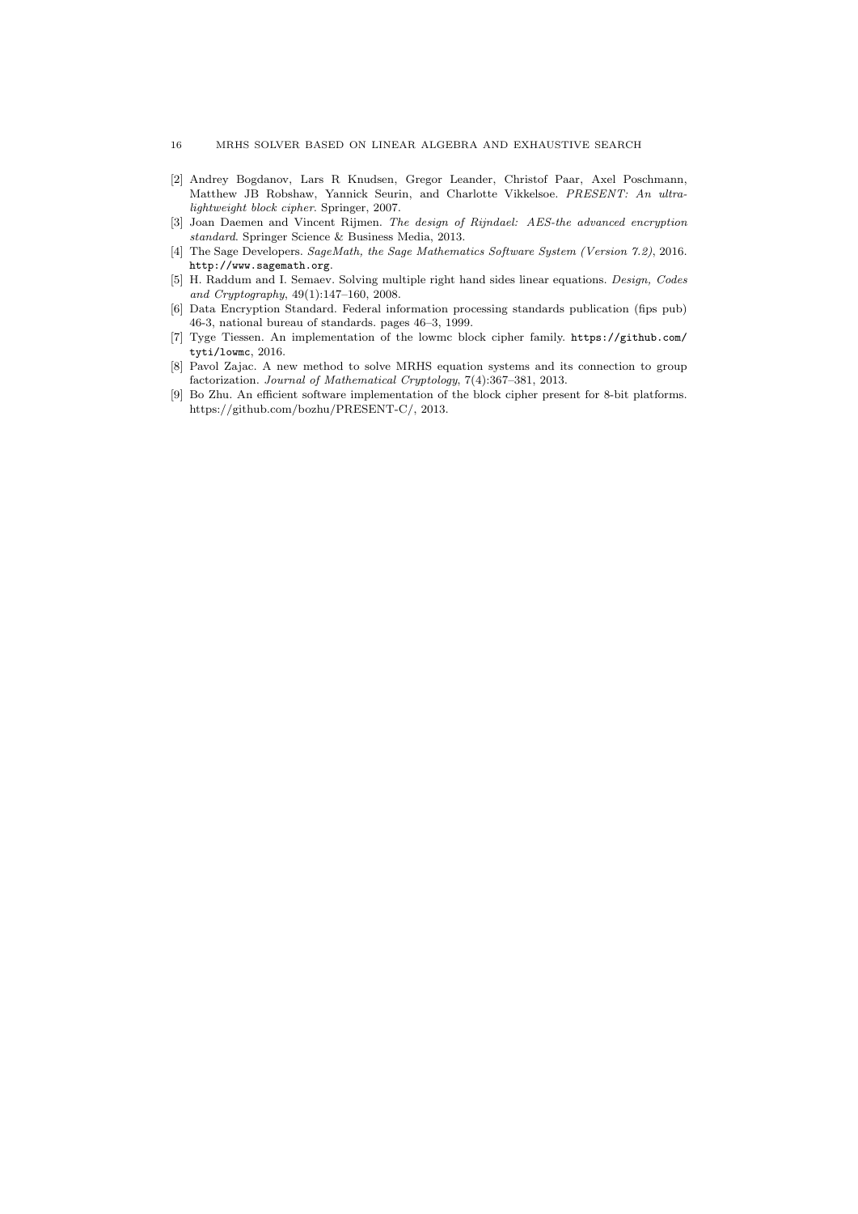[2] Andrey Bogdanov, Lars R Knudsen, Gregor Leander, Christof Paar, Axel Poschmann, Matthew JB Robshaw, Yannick Seurin, and Charlotte Vikkelsoe. *PRESENT: An ultra-lightweight block cipher*. Springer, 2007.

[3] Joan Daemen and Vincent Rijmen. *The design of Rijndael: AES-the advanced encryption standard*. Springer Science & Business Media, 2013.

[4] The Sage Developers. *SageMath, the Sage Mathematics Software System (Version 7.2)*, 2016. `http://www.sagemath.org`.

[5] H. Raddum and I. Semaev. Solving multiple right hand sides linear equations. *Design, Codes and Cryptography*, 49(1):147–160, 2008.

[6] Data Encryption Standard. Federal information processing standards publication (fips pub) 46-3, national bureau of standards. pages 46–3, 1999.

[7] Tyge Tiessen. An implementation of the lowmc block cipher family. `https://github.com/tyti/lowmc`, 2016.

[8] Pavol Zajac. A new method to solve MRHS equation systems and its connection to group factorization. *Journal of Mathematical Cryptology*, 7(4):367–381, 2013.

[9] Bo Zhu. An efficient software implementation of the block cipher present for 8-bit platforms. https://github.com/bozhu/PRESENT-C/, 2013.